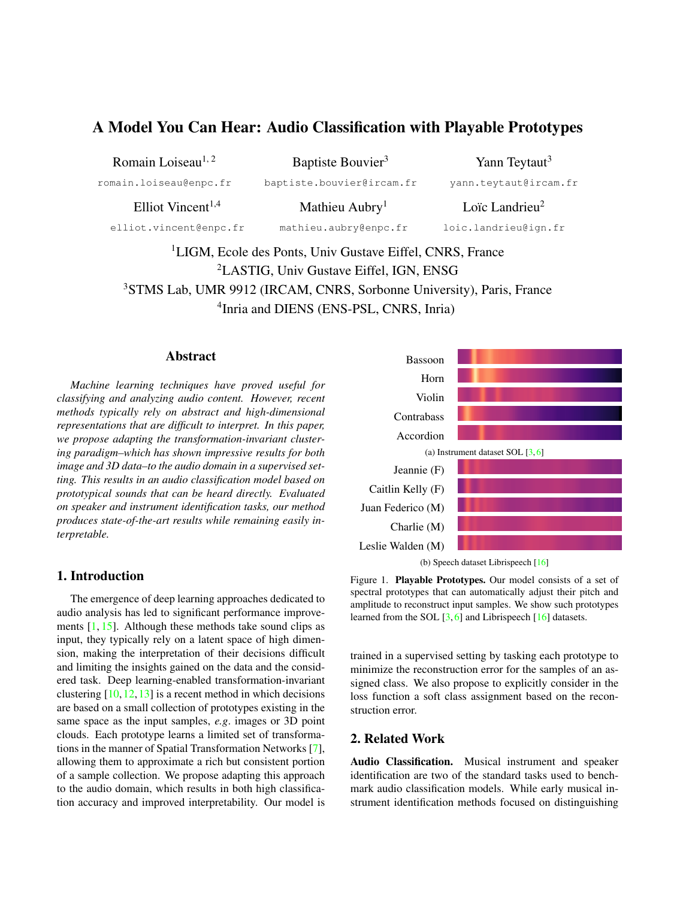# A Model You Can Hear: Audio Classification with Playable Prototypes

Romain Loiseau[1, 2]
romain.loiseau@enpc.fr

Baptiste Bouvier[3]
baptiste.bouvier@ircam.fr

Yann Teytaut[3]
yann.teytaut@ircam.fr

Elliot Vincent[1,4]
elliot.vincent@enpc.fr

Mathieu Aubry[1]
mathieu.aubry@enpc.fr

Loïc Landrieu[2]
loic.landrieu@ign.fr

[1]LIGM, Ecole des Ponts, Univ Gustave Eiffel, CNRS, France
[2]LASTIG, Univ Gustave Eiffel, IGN, ENSG
[3]STMS Lab, UMR 9912 (IRCAM, CNRS, Sorbonne University), Paris, France
[4]Inria and DIENS (ENS-PSL, CNRS, Inria)

## Abstract

*Machine learning techniques have proved useful for classifying and analyzing audio content. However, recent methods typically rely on abstract and high-dimensional representations that are difficult to interpret. In this paper, we propose adapting the transformation-invariant clustering paradigm–which has shown impressive results for both image and 3D data–to the audio domain in a supervised setting. This results in an audio classification model based on prototypical sounds that can be heard directly. Evaluated on speaker and instrument identification tasks, our method produces state-of-the-art results while remaining easily interpretable.*

## 1. Introduction

The emergence of deep learning approaches dedicated to audio analysis has led to significant performance improvements [1, 15]. Although these methods take sound clips as input, they typically rely on a latent space of high dimension, making the interpretation of their decisions difficult and limiting the insights gained on the data and the considered task. Deep learning-enabled transformation-invariant clustering [10, 12, 13] is a recent method in which decisions are based on a small collection of prototypes existing in the same space as the input samples, *e.g.* images or 3D point clouds. Each prototype learns a limited set of transformations in the manner of Spatial Transformation Networks [7], allowing them to approximate a rich but consistent portion of a sample collection. We propose adapting this approach to the audio domain, which results in both high classification accuracy and improved interpretability. Our model is trained in a supervised setting by tasking each prototype to minimize the reconstruction error for the samples of an assigned class. We also propose to explicitly consider in the loss function a soft class assignment based on the reconstruction error.

Bassoon
Horn
Violin
Contrabass
Accordion

(a) Instrument dataset SOL [3, 6]

Jeannie (F)
Caitlin Kelly (F)
Juan Federico (M)
Charlie (M)
Leslie Walden (M)

(b) Speech dataset Librispeech [16]

Figure 1. **Playable Prototypes.** Our model consists of a set of spectral prototypes that can automatically adjust their pitch and amplitude to reconstruct input samples. We show such prototypes learned from the SOL [3, 6] and Librispeech [16] datasets.

## 2. Related Work

**Audio Classification.** Musical instrument and speaker identification are two of the standard tasks used to benchmark audio classification models. While early musical instrument identification methods focused on distinguishing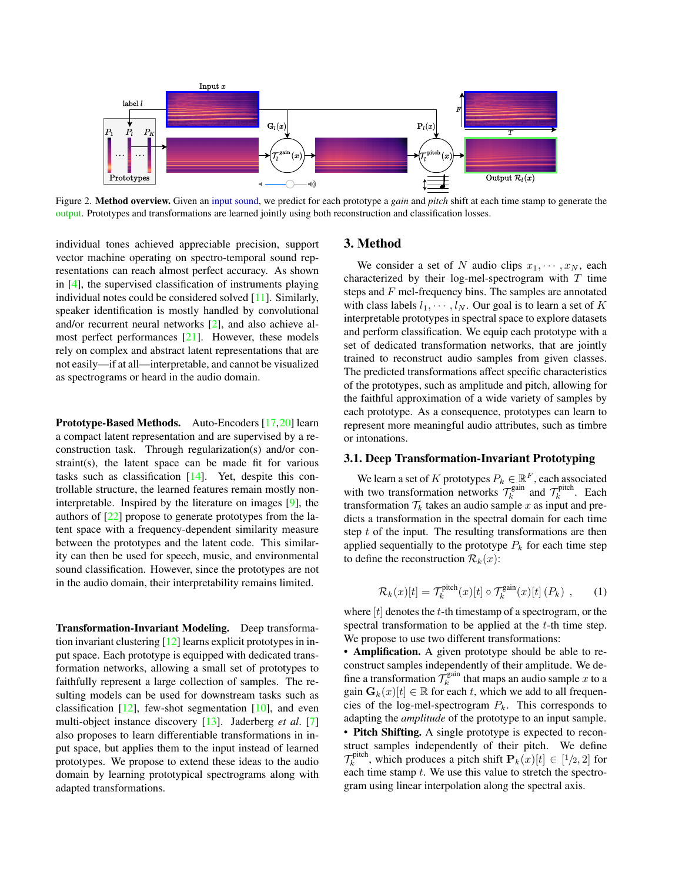Figure 2. **Method overview.** Given an input sound, we predict for each prototype a *gain* and *pitch* shift at each time stamp to generate the output. Prototypes and transformations are learned jointly using both reconstruction and classification losses.

individual tones achieved appreciable precision, support vector machine operating on spectro-temporal sound representations can reach almost perfect accuracy. As shown in [4], the supervised classification of instruments playing individual notes could be considered solved [11]. Similarly, speaker identification is mostly handled by convolutional and/or recurrent neural networks [2], and also achieve almost perfect performances [21]. However, these models rely on complex and abstract latent representations that are not easily—if at all—interpretable, and cannot be visualized as spectrograms or heard in the audio domain.

**Prototype-Based Methods.** Auto-Encoders [17,20] learn a compact latent representation and are supervised by a reconstruction task. Through regularization(s) and/or constraint(s), the latent space can be made fit for various tasks such as classification [14]. Yet, despite this controllable structure, the learned features remain mostly non-interpretable. Inspired by the literature on images [9], the authors of [22] propose to generate prototypes from the latent space with a frequency-dependent similarity measure between the prototypes and the latent code. This similarity can then be used for speech, music, and environmental sound classification. However, since the prototypes are not in the audio domain, their interpretability remains limited.

**Transformation-Invariant Modeling.** Deep transformation invariant clustering [12] learns explicit prototypes in input space. Each prototype is equipped with dedicated transformation networks, allowing a small set of prototypes to faithfully represent a large collection of samples. The resulting models can be used for downstream tasks such as classification [12], few-shot segmentation [10], and even multi-object instance discovery [13]. Jaderberg *et al*. [7] also proposes to learn differentiable transformations in input space, but applies them to the input instead of learned prototypes. We propose to extend these ideas to the audio domain by learning prototypical spectrograms along with adapted transformations.

## 3. Method

We consider a set of $N$ audio clips $x_1, \cdots, x_N$, each characterized by their log-mel-spectrogram with $T$ time steps and $F$ mel-frequency bins. The samples are annotated with class labels $l_1, \cdots, l_N$. Our goal is to learn a set of $K$ interpretable prototypes in spectral space to explore datasets and perform classification. We equip each prototype with a set of dedicated transformation networks, that are jointly trained to reconstruct audio samples from given classes. The predicted transformations affect specific characteristics of the prototypes, such as amplitude and pitch, allowing for the faithful approximation of a wide variety of samples by each prototype. As a consequence, prototypes can learn to represent more meaningful audio attributes, such as timbre or intonations.

### 3.1. Deep Transformation-Invariant Prototyping

We learn a set of $K$ prototypes $P_k \in \mathbb{R}^F$, each associated with two transformation networks $\mathcal{T}_k^{\text{gain}}$ and $\mathcal{T}_k^{\text{pitch}}$. Each transformation $\mathcal{T}_k$ takes an audio sample $x$ as input and predicts a transformation in the spectral domain for each time step $t$ of the input. The resulting transformations are then applied sequentially to the prototype $P_k$ for each time step to define the reconstruction $\mathcal{R}_k(x)$:

$$\mathcal{R}_k(x)[t] = \mathcal{T}_k^{\text{pitch}}(x)[t] \circ \mathcal{T}_k^{\text{gain}}(x)[t]\left(P_k\right) \quad , \tag{1}$$

where $[t]$ denotes the $t$-th timestamp of a spectrogram, or the spectral transformation to be applied at the $t$-th time step. We propose to use two different transformations:

- **Amplification.** A given prototype should be able to reconstruct samples independently of their amplitude. We define a transformation $\mathcal{T}_k^{\text{gain}}$ that maps an audio sample $x$ to a gain $\mathbf{G}_k(x)[t] \in \mathbb{R}$ for each $t$, which we add to all frequencies of the log-mel-spectrogram $P_k$. This corresponds to adapting the *amplitude* of the prototype to an input sample.
- **Pitch Shifting.** A single prototype is expected to reconstruct samples independently of their pitch. We define $\mathcal{T}_k^{\text{pitch}}$, which produces a pitch shift $\mathbf{P}_k(x)[t] \in [1/2, 2]$ for each time stamp $t$. We use this value to stretch the spectrogram using linear interpolation along the spectral axis.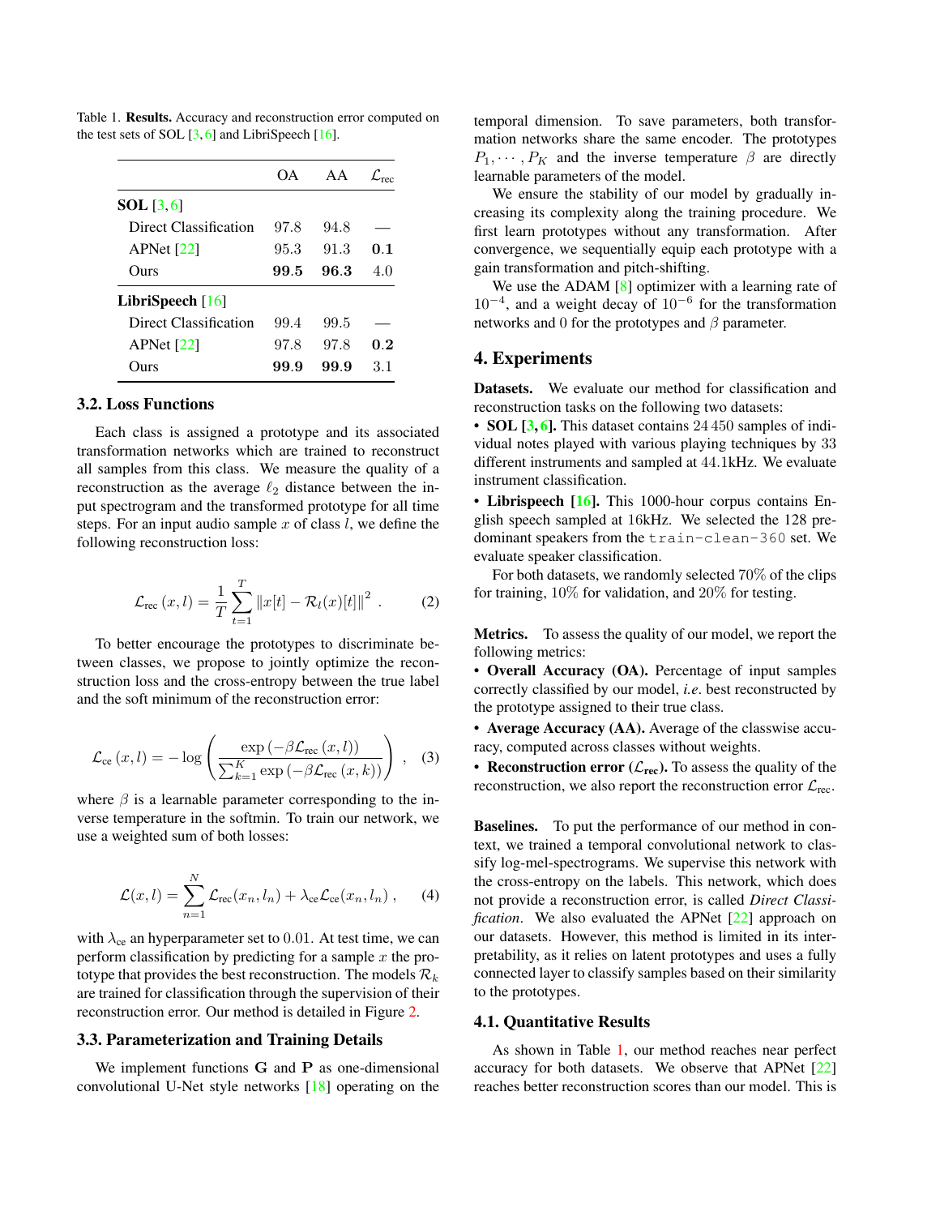Table 1. **Results.** Accuracy and reconstruction error computed on the test sets of SOL [3, 6] and LibriSpeech [16].

| | OA | AA | $\mathcal{L}_{\text{rec}}$ |
|---|---|---|---|
| **SOL** [3, 6] | | | |
| Direct Classification | 97.8 | 94.8 | — |
| APNet [22] | 95.3 | 91.3 | **0.1** |
| Ours | **99.5** | **96.3** | 4.0 |
| **LibriSpeech** [16] | | | |
| Direct Classification | 99.4 | 99.5 | — |
| APNet [22] | 97.8 | 97.8 | **0.2** |
| Ours | **99.9** | **99.9** | 3.1 |

### 3.2. Loss Functions

Each class is assigned a prototype and its associated transformation networks which are trained to reconstruct all samples from this class. We measure the quality of a reconstruction as the average $\ell_2$ distance between the input spectrogram and the transformed prototype for all time steps. For an input audio sample $x$ of class $l$, we define the following reconstruction loss:

$$\mathcal{L}_{\text{rec}}(x, l) = \frac{1}{T} \sum_{t=1}^{T} \|x[t] - \mathcal{R}_l(x)[t]\|^2 \ . \tag{2}$$

To better encourage the prototypes to discriminate between classes, we propose to jointly optimize the reconstruction loss and the cross-entropy between the true label and the soft minimum of the reconstruction error:

$$\mathcal{L}_{\text{ce}}(x, l) = -\log \left( \frac{\exp\left(-\beta \mathcal{L}_{\text{rec}}(x, l)\right)}{\sum_{k=1}^{K} \exp\left(-\beta \mathcal{L}_{\text{rec}}(x, k)\right)} \right) \ , \tag{3}$$

where $\beta$ is a learnable parameter corresponding to the inverse temperature in the softmin. To train our network, we use a weighted sum of both losses:

$$\mathcal{L}(x, l) = \sum_{n=1}^{N} \mathcal{L}_{\text{rec}}(x_n, l_n) + \lambda_{\text{ce}} \mathcal{L}_{\text{ce}}(x_n, l_n) \ , \tag{4}$$

with $\lambda_{\text{ce}}$ an hyperparameter set to $0.01$. At test time, we can perform classification by predicting for a sample $x$ the prototype that provides the best reconstruction. The models $\mathcal{R}_k$ are trained for classification through the supervision of their reconstruction error. Our method is detailed in Figure 2.

### 3.3. Parameterization and Training Details

We implement functions $\mathbf{G}$ and $\mathbf{P}$ as one-dimensional convolutional U-Net style networks [18] operating on the temporal dimension. To save parameters, both transformation networks share the same encoder. The prototypes $P_1, \cdots, P_K$ and the inverse temperature $\beta$ are directly learnable parameters of the model.

We ensure the stability of our model by gradually increasing its complexity along the training procedure. We first learn prototypes without any transformation. After convergence, we sequentially equip each prototype with a gain transformation and pitch-shifting.

We use the ADAM [8] optimizer with a learning rate of $10^{-4}$, and a weight decay of $10^{-6}$ for the transformation networks and 0 for the prototypes and $\beta$ parameter.

## 4. Experiments

**Datasets.** We evaluate our method for classification and reconstruction tasks on the following two datasets:

- **SOL [3, 6].** This dataset contains 24 450 samples of individual notes played with various playing techniques by 33 different instruments and sampled at 44.1kHz. We evaluate instrument classification.
- **Librispeech [16].** This 1000-hour corpus contains English speech sampled at 16kHz. We selected the 128 predominant speakers from the `train-clean-360` set. We evaluate speaker classification.

For both datasets, we randomly selected 70% of the clips for training, 10% for validation, and 20% for testing.

**Metrics.** To assess the quality of our model, we report the following metrics:

- **Overall Accuracy (OA).** Percentage of input samples correctly classified by our model, *i.e.* best reconstructed by the prototype assigned to their true class.
- **Average Accuracy (AA).** Average of the classwise accuracy, computed across classes without weights.
- **Reconstruction error ($\mathcal{L}_{\text{rec}}$).** To assess the quality of the reconstruction, we also report the reconstruction error $\mathcal{L}_{\text{rec}}$.

**Baselines.** To put the performance of our method in context, we trained a temporal convolutional network to classify log-mel-spectrograms. We supervise this network with the cross-entropy on the labels. This network, which does not provide a reconstruction error, is called *Direct Classification*. We also evaluated the APNet [22] approach on our datasets. However, this method is limited in its interpretability, as it relies on latent prototypes and uses a fully connected layer to classify samples based on their similarity to the prototypes.

### 4.1. Quantitative Results

As shown in Table 1, our method reaches near perfect accuracy for both datasets. We observe that APNet [22] reaches better reconstruction scores than our model. This is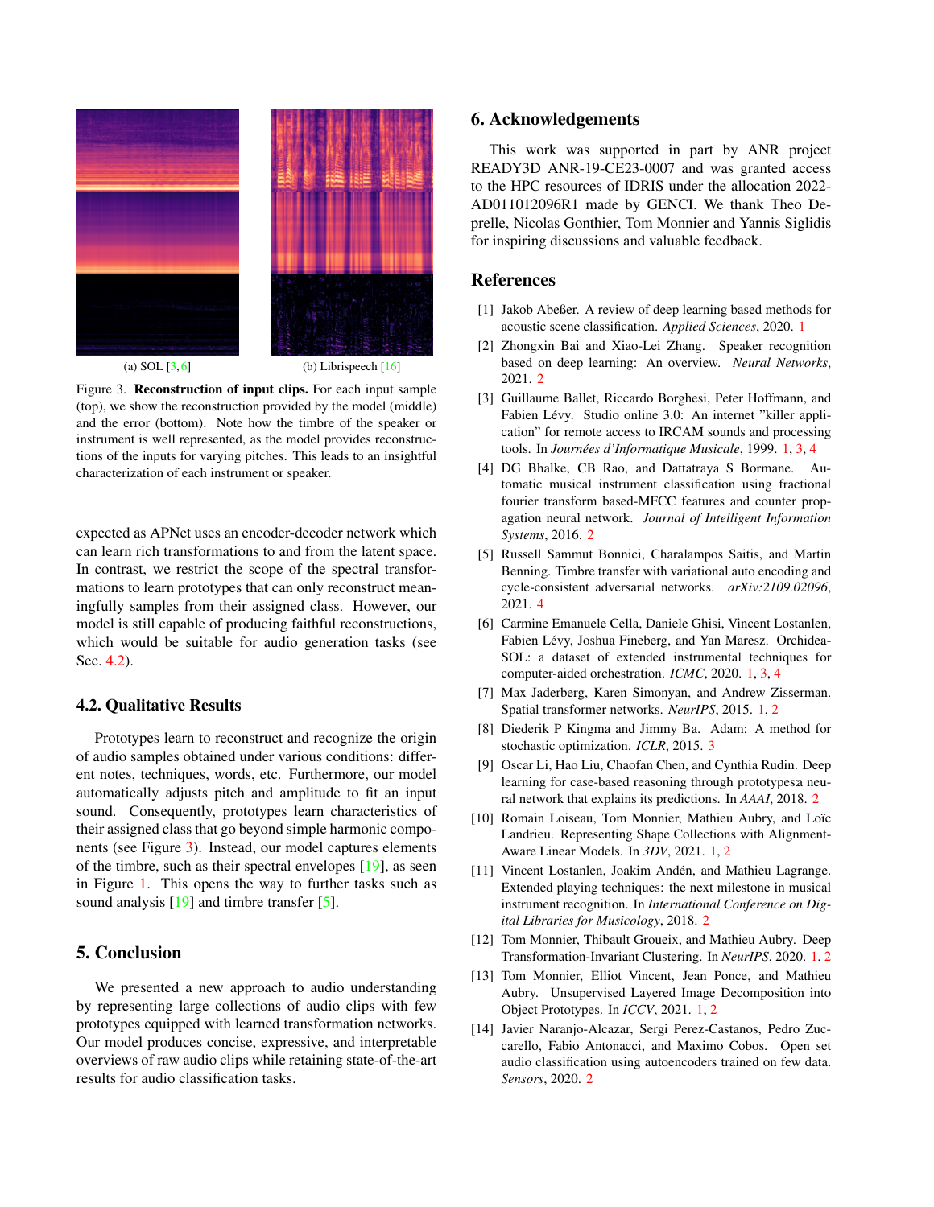(a) SOL [3, 6]

(b) Librispeech [16]

Figure 3. **Reconstruction of input clips.** For each input sample (top), we show the reconstruction provided by the model (middle) and the error (bottom). Note how the timbre of the speaker or instrument is well represented, as the model provides reconstructions of the inputs for varying pitches. This leads to an insightful characterization of each instrument or speaker.

expected as APNet uses an encoder-decoder network which can learn rich transformations to and from the latent space. In contrast, we restrict the scope of the spectral transformations to learn prototypes that can only reconstruct meaningfully samples from their assigned class. However, our model is still capable of producing faithful reconstructions, which would be suitable for audio generation tasks (see Sec. 4.2).

### 4.2. Qualitative Results

Prototypes learn to reconstruct and recognize the origin of audio samples obtained under various conditions: different notes, techniques, words, etc. Furthermore, our model automatically adjusts pitch and amplitude to fit an input sound. Consequently, prototypes learn characteristics of their assigned class that go beyond simple harmonic components (see Figure 3). Instead, our model captures elements of the timbre, such as their spectral envelopes [19], as seen in Figure 1. This opens the way to further tasks such as sound analysis [19] and timbre transfer [5].

## 5. Conclusion

We presented a new approach to audio understanding by representing large collections of audio clips with few prototypes equipped with learned transformation networks. Our model produces concise, expressive, and interpretable overviews of raw audio clips while retaining state-of-the-art results for audio classification tasks.

## 6. Acknowledgements

This work was supported in part by ANR project READY3D ANR-19-CE23-0007 and was granted access to the HPC resources of IDRIS under the allocation 2022-AD011012096R1 made by GENCI. We thank Theo Deprelle, Nicolas Gonthier, Tom Monnier and Yannis Siglidis for inspiring discussions and valuable feedback.

## References

[1] Jakob Abeßer. A review of deep learning based methods for acoustic scene classification. *Applied Sciences*, 2020. 1

[2] Zhongxin Bai and Xiao-Lei Zhang. Speaker recognition based on deep learning: An overview. *Neural Networks*, 2021. 2

[3] Guillaume Ballet, Riccardo Borghesi, Peter Hoffmann, and Fabien Lévy. Studio online 3.0: An internet "killer application" for remote access to IRCAM sounds and processing tools. In *Journées d'Informatique Musicale*, 1999. 1, 3, 4

[4] DG Bhalke, CB Rao, and Dattatraya S Bormane. Automatic musical instrument classification using fractional fourier transform based-MFCC features and counter propagation neural network. *Journal of Intelligent Information Systems*, 2016. 2

[5] Russell Sammut Bonnici, Charalampos Saitis, and Martin Benning. Timbre transfer with variational auto encoding and cycle-consistent adversarial networks. *arXiv:2109.02096*, 2021. 4

[6] Carmine Emanuele Cella, Daniele Ghisi, Vincent Lostanlen, Fabien Lévy, Joshua Fineberg, and Yan Maresz. Orchidea-SOL: a dataset of extended instrumental techniques for computer-aided orchestration. *ICMC*, 2020. 1, 3, 4

[7] Max Jaderberg, Karen Simonyan, and Andrew Zisserman. Spatial transformer networks. *NeurIPS*, 2015. 1, 2

[8] Diederik P Kingma and Jimmy Ba. Adam: A method for stochastic optimization. *ICLR*, 2015. 3

[9] Oscar Li, Hao Liu, Chaofan Chen, and Cynthia Rudin. Deep learning for case-based reasoning through prototypes: a neural network that explains its predictions. In *AAAI*, 2018. 2

[10] Romain Loiseau, Tom Monnier, Mathieu Aubry, and Loïc Landrieu. Representing Shape Collections with Alignment-Aware Linear Models. In *3DV*, 2021. 1, 2

[11] Vincent Lostanlen, Joakim Andén, and Mathieu Lagrange. Extended playing techniques: the next milestone in musical instrument recognition. In *International Conference on Digital Libraries for Musicology*, 2018. 2

[12] Tom Monnier, Thibault Groueix, and Mathieu Aubry. Deep Transformation-Invariant Clustering. In *NeurIPS*, 2020. 1, 2

[13] Tom Monnier, Elliot Vincent, Jean Ponce, and Mathieu Aubry. Unsupervised Layered Image Decomposition into Object Prototypes. In *ICCV*, 2021. 1, 2

[14] Javier Naranjo-Alcazar, Sergi Perez-Castanos, Pedro Zuccarello, Fabio Antonacci, and Maximo Cobos. Open set audio classification using autoencoders trained on few data. *Sensors*, 2020. 2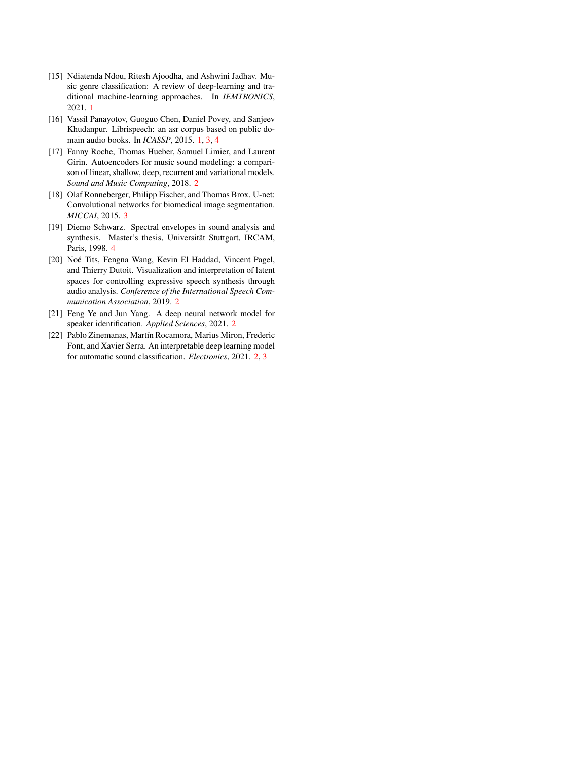[15] Ndiatenda Ndou, Ritesh Ajoodha, and Ashwini Jadhav. Music genre classification: A review of deep-learning and traditional machine-learning approaches. In *IEMTRONICS*, 2021. 1

[16] Vassil Panayotov, Guoguo Chen, Daniel Povey, and Sanjeev Khudanpur. Librispeech: an asr corpus based on public domain audio books. In *ICASSP*, 2015. 1, 3, 4

[17] Fanny Roche, Thomas Hueber, Samuel Limier, and Laurent Girin. Autoencoders for music sound modeling: a comparison of linear, shallow, deep, recurrent and variational models. *Sound and Music Computing*, 2018. 2

[18] Olaf Ronneberger, Philipp Fischer, and Thomas Brox. U-net: Convolutional networks for biomedical image segmentation. *MICCAI*, 2015. 3

[19] Diemo Schwarz. Spectral envelopes in sound analysis and synthesis. Master's thesis, Universität Stuttgart, IRCAM, Paris, 1998. 4

[20] Noé Tits, Fengna Wang, Kevin El Haddad, Vincent Pagel, and Thierry Dutoit. Visualization and interpretation of latent spaces for controlling expressive speech synthesis through audio analysis. *Conference of the International Speech Communication Association*, 2019. 2

[21] Feng Ye and Jun Yang. A deep neural network model for speaker identification. *Applied Sciences*, 2021. 2

[22] Pablo Zinemanas, Martín Rocamora, Marius Miron, Frederic Font, and Xavier Serra. An interpretable deep learning model for automatic sound classification. *Electronics*, 2021. 2, 3